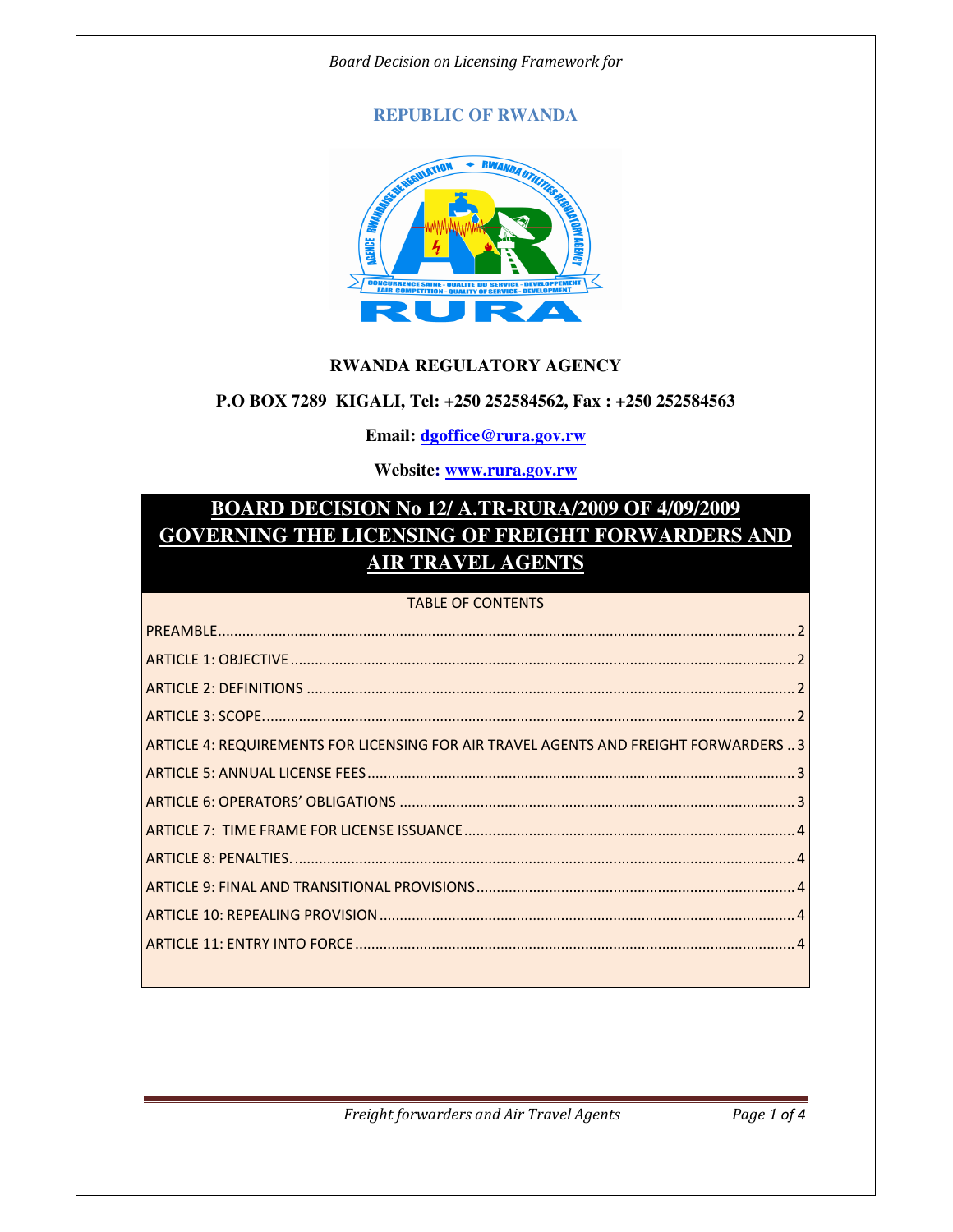**REPUBLIC OF RWANDA**

**RWANDA REGULATORY AGENCY**

**P.O BOX 7289 KIGALI, Tel: +250 252584562, Fax : +250 252584563**

**Email: dgoffice@rura.gov.rw**

**Website: www.rura.gov.rw**

# BOARD DECISION No 12/ A.TR-RURA/2009 OF 4/09/2009 GOVERNING THE LICENSING OF FREIGHT FORWARDERS AND AIR TRAVEL AGENTS

TABLE OF CONTENTS

PREAMBLE .......... 2
ARTICLE 1: OBJECTIVE .......... 2
ARTICLE 2: DEFINITIONS .......... 2
ARTICLE 3: SCOPE. .......... 2
ARTICLE 4: REQUIREMENTS FOR LICENSING FOR AIR TRAVEL AGENTS AND FREIGHT FORWARDERS .. 3
ARTICLE 5: ANNUAL LICENSE FEES .......... 3
ARTICLE 6: OPERATORS' OBLIGATIONS .......... 3
ARTICLE 7: TIME FRAME FOR LICENSE ISSUANCE .......... 4
ARTICLE 8: PENALTIES. .......... 4
ARTICLE 9: FINAL AND TRANSITIONAL PROVISIONS .......... 4
ARTICLE 10: REPEALING PROVISION .......... 4
ARTICLE 11: ENTRY INTO FORCE .......... 4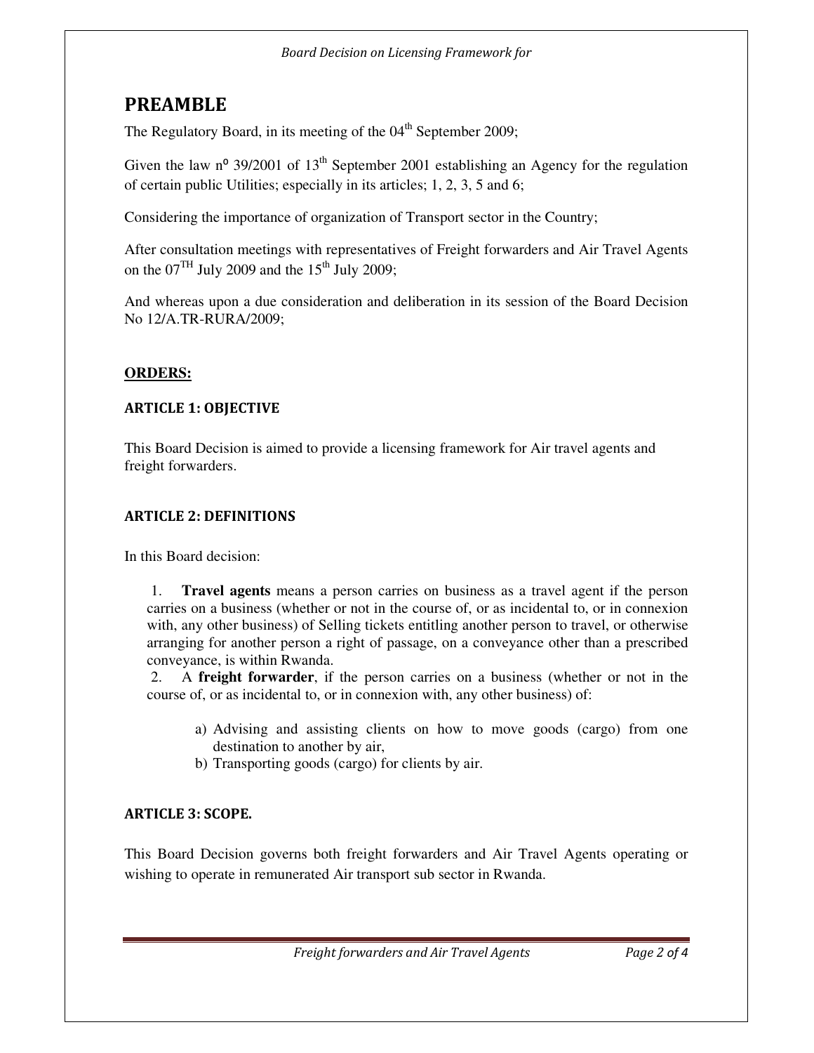## PREAMBLE

The Regulatory Board, in its meeting of the 04th September 2009;

Given the law nº 39/2001 of 13th September 2001 establishing an Agency for the regulation of certain public Utilities; especially in its articles; 1, 2, 3, 5 and 6;

Considering the importance of organization of Transport sector in the Country;

After consultation meetings with representatives of Freight forwarders and Air Travel Agents on the 07TH July 2009 and the 15th July 2009;

And whereas upon a due consideration and deliberation in its session of the Board Decision No 12/A.TR-RURA/2009;

**ORDERS:**

### ARTICLE 1: OBJECTIVE

This Board Decision is aimed to provide a licensing framework for Air travel agents and freight forwarders.

### ARTICLE 2: DEFINITIONS

In this Board decision:

1. **Travel agents** means a person carries on business as a travel agent if the person carries on a business (whether or not in the course of, or as incidental to, or in connexion with, any other business) of Selling tickets entitling another person to travel, or otherwise arranging for another person a right of passage, on a conveyance other than a prescribed conveyance, is within Rwanda.
2. A **freight forwarder**, if the person carries on a business (whether or not in the course of, or as incidental to, or in connexion with, any other business) of:
   a) Advising and assisting clients on how to move goods (cargo) from one destination to another by air,
   b) Transporting goods (cargo) for clients by air.

### ARTICLE 3: SCOPE.

This Board Decision governs both freight forwarders and Air Travel Agents operating or wishing to operate in remunerated Air transport sub sector in Rwanda.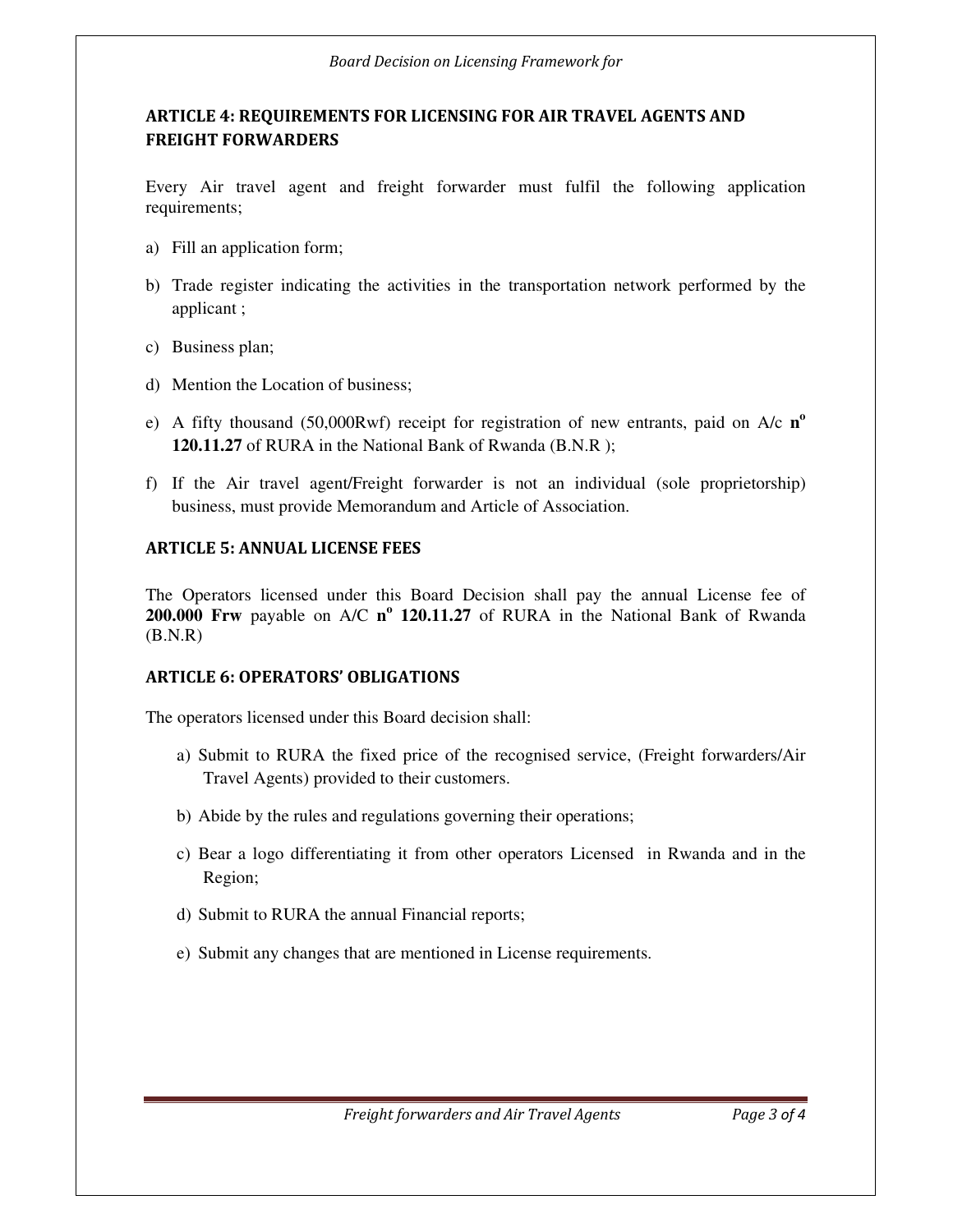## ARTICLE 4: REQUIREMENTS FOR LICENSING FOR AIR TRAVEL AGENTS AND FREIGHT FORWARDERS

Every Air travel agent and freight forwarder must fulfil the following application requirements;

a) Fill an application form;

b) Trade register indicating the activities in the transportation network performed by the applicant ;

c) Business plan;

d) Mention the Location of business;

e) A fifty thousand (50,000Rwf) receipt for registration of new entrants, paid on A/c **n$^{o}$ 120.11.27** of RURA in the National Bank of Rwanda (B.N.R );

f) If the Air travel agent/Freight forwarder is not an individual (sole proprietorship) business, must provide Memorandum and Article of Association.

## ARTICLE 5: ANNUAL LICENSE FEES

The Operators licensed under this Board Decision shall pay the annual License fee of **200.000 Frw** payable on A/C **n$^{o}$ 120.11.27** of RURA in the National Bank of Rwanda (B.N.R)

## ARTICLE 6: OPERATORS' OBLIGATIONS

The operators licensed under this Board decision shall:

a) Submit to RURA the fixed price of the recognised service, (Freight forwarders/Air Travel Agents) provided to their customers.

b) Abide by the rules and regulations governing their operations;

c) Bear a logo differentiating it from other operators Licensed in Rwanda and in the Region;

d) Submit to RURA the annual Financial reports;

e) Submit any changes that are mentioned in License requirements.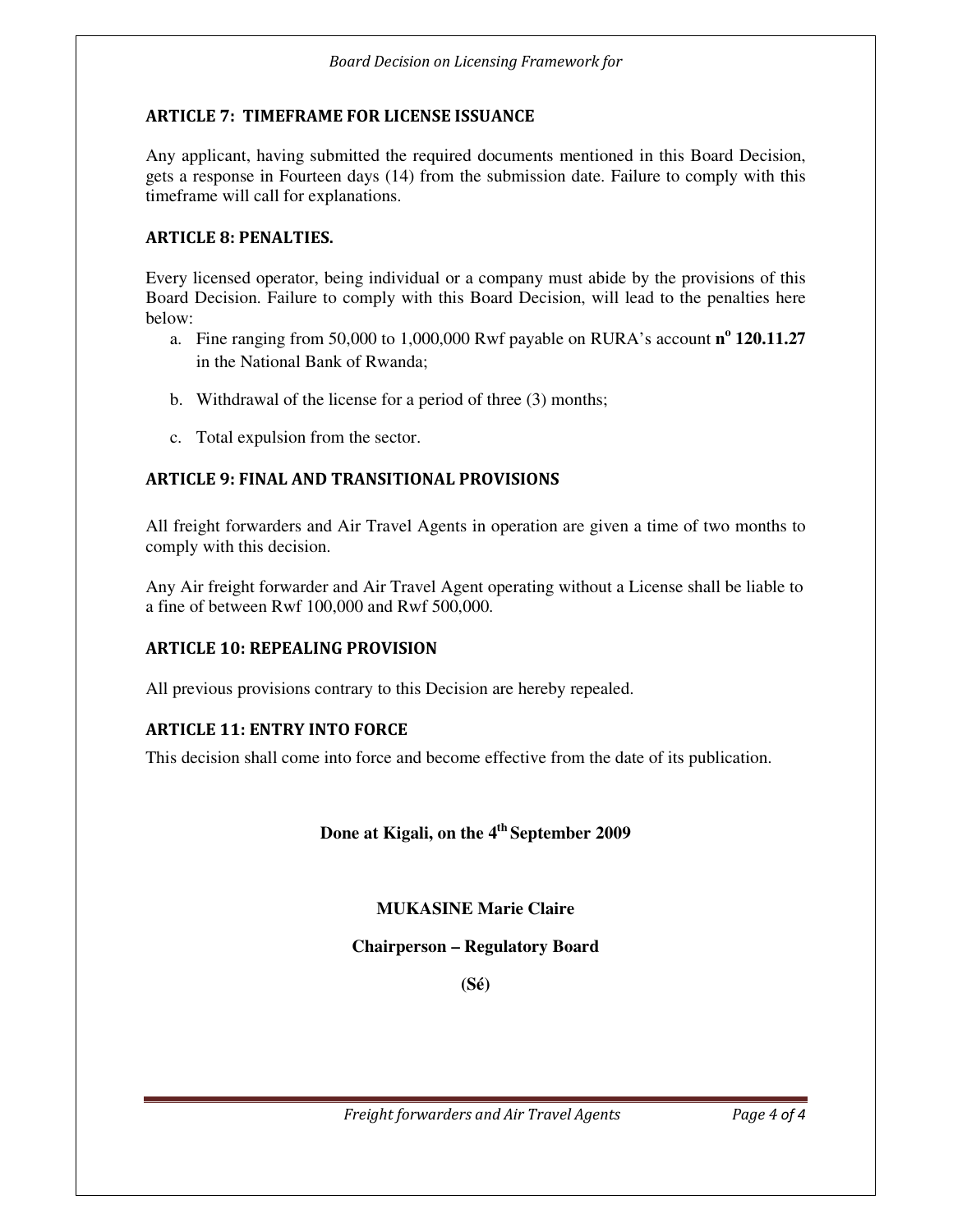### ARTICLE 7: TIMEFRAME FOR LICENSE ISSUANCE

Any applicant, having submitted the required documents mentioned in this Board Decision, gets a response in Fourteen days (14) from the submission date. Failure to comply with this timeframe will call for explanations.

### ARTICLE 8: PENALTIES.

Every licensed operator, being individual or a company must abide by the provisions of this Board Decision. Failure to comply with this Board Decision, will lead to the penalties here below:

a. Fine ranging from 50,000 to 1,000,000 Rwf payable on RURA's account **n° 120.11.27** in the National Bank of Rwanda;

b. Withdrawal of the license for a period of three (3) months;

c. Total expulsion from the sector.

### ARTICLE 9: FINAL AND TRANSITIONAL PROVISIONS

All freight forwarders and Air Travel Agents in operation are given a time of two months to comply with this decision.

Any Air freight forwarder and Air Travel Agent operating without a License shall be liable to a fine of between Rwf 100,000 and Rwf 500,000.

### ARTICLE 10: REPEALING PROVISION

All previous provisions contrary to this Decision are hereby repealed.

### ARTICLE 11: ENTRY INTO FORCE

This decision shall come into force and become effective from the date of its publication.

**Done at Kigali, on the 4th September 2009**

**MUKASINE Marie Claire**

**Chairperson – Regulatory Board**

**(Sé)**